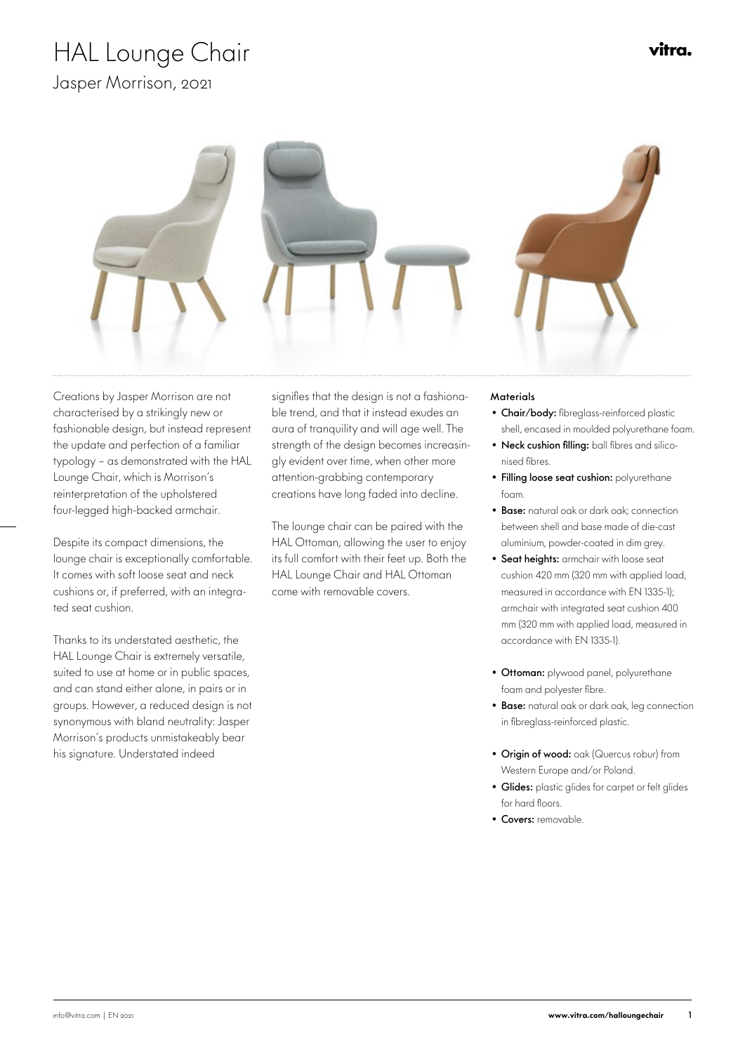# HAL Lounge Chair

## Jasper Morrison, 2021

Creations by Jasper Morrison are not characterised by a strikingly new or fashionable design, but instead represent the update and perfection of a familiar typology – as demonstrated with the HAL Lounge Chair, which is Morrison's reinterpretation of the upholstered four-legged high-backed armchair.

Despite its compact dimensions, the lounge chair is exceptionally comfortable. It comes with soft loose seat and neck cushions or, if preferred, with an integrated seat cushion.

Thanks to its understated aesthetic, the HAL Lounge Chair is extremely versatile, suited to use at home or in public spaces, and can stand either alone, in pairs or in groups. However, a reduced design is not synonymous with bland neutrality: Jasper Morrison's products unmistakeably bear his signature. Understated indeed signifies that the design is not a fashionable trend, and that it instead exudes an aura of tranquility and will age well. The strength of the design becomes increasingly evident over time, when other more attention-grabbing contemporary creations have long faded into decline.

The lounge chair can be paired with the HAL Ottoman, allowing the user to enjoy its full comfort with their feet up. Both the HAL Lounge Chair and HAL Ottoman come with removable covers.

#### Materials

- **Chair/body:** fibreglass-reinforced plastic shell, encased in moulded polyurethane foam.
- **Neck cushion filling:** ball fibres and siliconised fibres.
- **Filling loose seat cushion:** polyurethane foam.
- **Base:** natural oak or dark oak; connection between shell and base made of die-cast aluminium, powder-coated in dim grey.
- **Seat heights:** armchair with loose seat cushion 420 mm (320 mm with applied load, measured in accordance with EN 1335-1); armchair with integrated seat cushion 400 mm (320 mm with applied load, measured in accordance with EN 1335-1).

- **Ottoman:** plywood panel, polyurethane foam and polyester fibre.
- **Base:** natural oak or dark oak, leg connection in fibreglass-reinforced plastic.

- **Origin of wood:** oak (Quercus robur) from Western Europe and/or Poland.
- **Glides:** plastic glides for carpet or felt glides for hard floors.
- **Covers:** removable.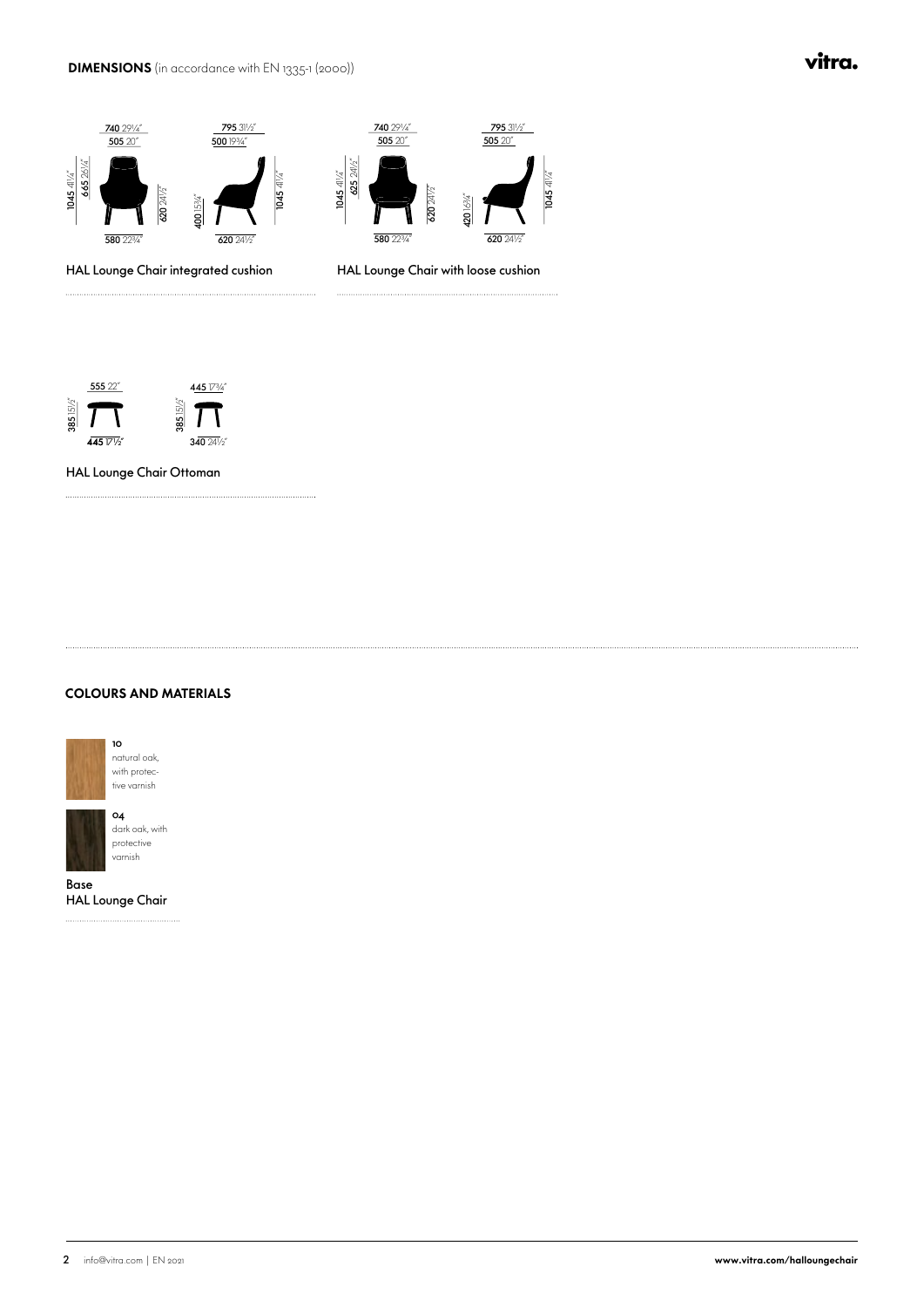**DIMENSIONS** (in accordance with EN 1335-1 (2000))

740 29¼"
505 20"
1045 41¼"
665 26¼"
620 24½"
580 22¾"

795 31½"
500 19¾"
400 15¾"
1045 41¼"
620 24½"

HAL Lounge Chair integrated cushion

740 29¼"
505 20"
1045 41¼"
625 24½"
620 24½"
580 22¾"

795 31½"
505 20"
420 16½"
1045 41¼"
620 24½"

HAL Lounge Chair with loose cushion

555 22"
385 15½"
445 17½"

445 17¾"
385 15½"
340 24½"

HAL Lounge Chair Ottoman

**COLOURS AND MATERIALS**

**10**
natural oak, with protective varnish

**04**
dark oak, with protective varnish

Base
HAL Lounge Chair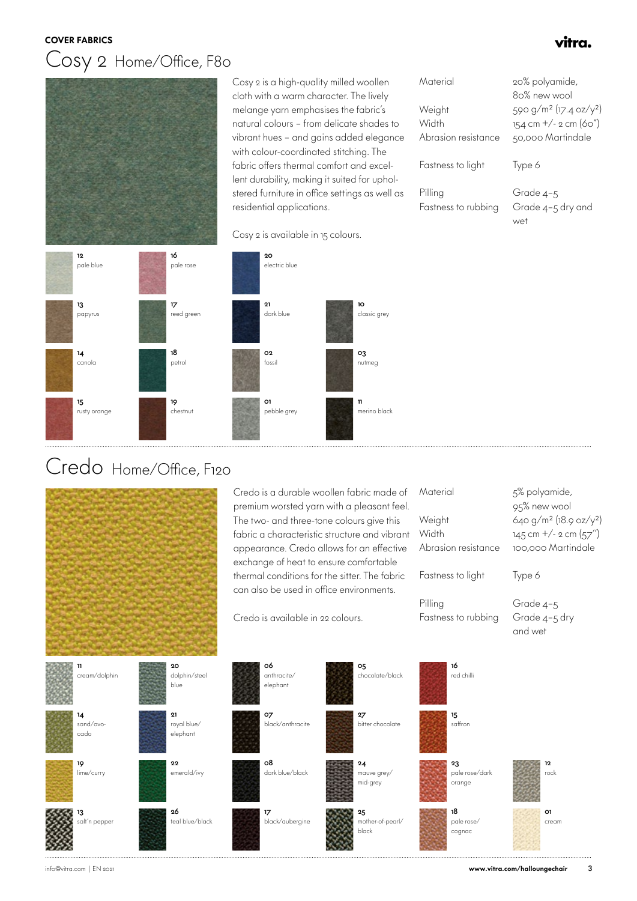COVER FABRICS

# Cosy 2 Home/Office, F80

Cosy 2 is a high-quality milled woollen cloth with a warm character. The lively melange yarn emphasises the fabric's natural colours – from delicate shades to vibrant hues – and gains added elegance with colour-coordinated stitching. The fabric offers thermal comfort and excellent durability, making it suited for upholstered furniture in office settings as well as residential applications.

Cosy 2 is available in 15 colours.

| | |
|---|---|
| Material | 20% polyamide, 80% new wool |
| Weight | 590 g/m² (17.4 oz/y²) |
| Width | 154 cm +/- 2 cm (60") |
| Abrasion resistance | 50,000 Martindale |
| Fastness to light | Type 6 |
| Pilling | Grade 4–5 |
| Fastness to rubbing | Grade 4–5 dry and wet |

- 12 pale blue
- 13 papyrus
- 14 canola
- 15 rusty orange
- 16 pale rose
- 17 reed green
- 18 petrol
- 19 chestnut
- 20 electric blue
- 21 dark blue
- 02 fossil
- 01 pebble grey
- 10 classic grey
- 03 nutmeg
- 11 merino black

# Credo Home/Office, F120

Credo is a durable woollen fabric made of premium worsted yarn with a pleasant feel. The two- and three-tone colours give this fabric a characteristic structure and vibrant appearance. Credo allows for an effective exchange of heat to ensure comfortable thermal conditions for the sitter. The fabric can also be used in office environments.

Credo is available in 22 colours.

| | |
|---|---|
| Material | 5% polyamide, 95% new wool |
| Weight | 640 g/m² (18.9 oz/y²) |
| Width | 145 cm +/- 2 cm (57") |
| Abrasion resistance | 100,000 Martindale |
| Fastness to light | Type 6 |
| Pilling | Grade 4–5 |
| Fastness to rubbing | Grade 4–5 dry and wet |

- 11 cream/dolphin
- 14 sand/avocado
- 19 lime/curry
- 13 salt'n pepper
- 20 dolphin/steel blue
- 21 royal blue/elephant
- 22 emerald/ivy
- 26 teal blue/black
- 06 anthracite/elephant
- 07 black/anthracite
- 08 dark blue/black
- 17 black/aubergine
- 05 chocolate/black
- 27 bitter chocolate
- 24 mauve grey/mid-grey
- 25 mother-of-pearl/black
- 16 red chilli
- 15 saffron
- 23 pale rose/dark orange
- 18 pale rose/cognac
- 12 rock
- 01 cream

info@vitra.com | EN 2021

www.vitra.com/halloungechair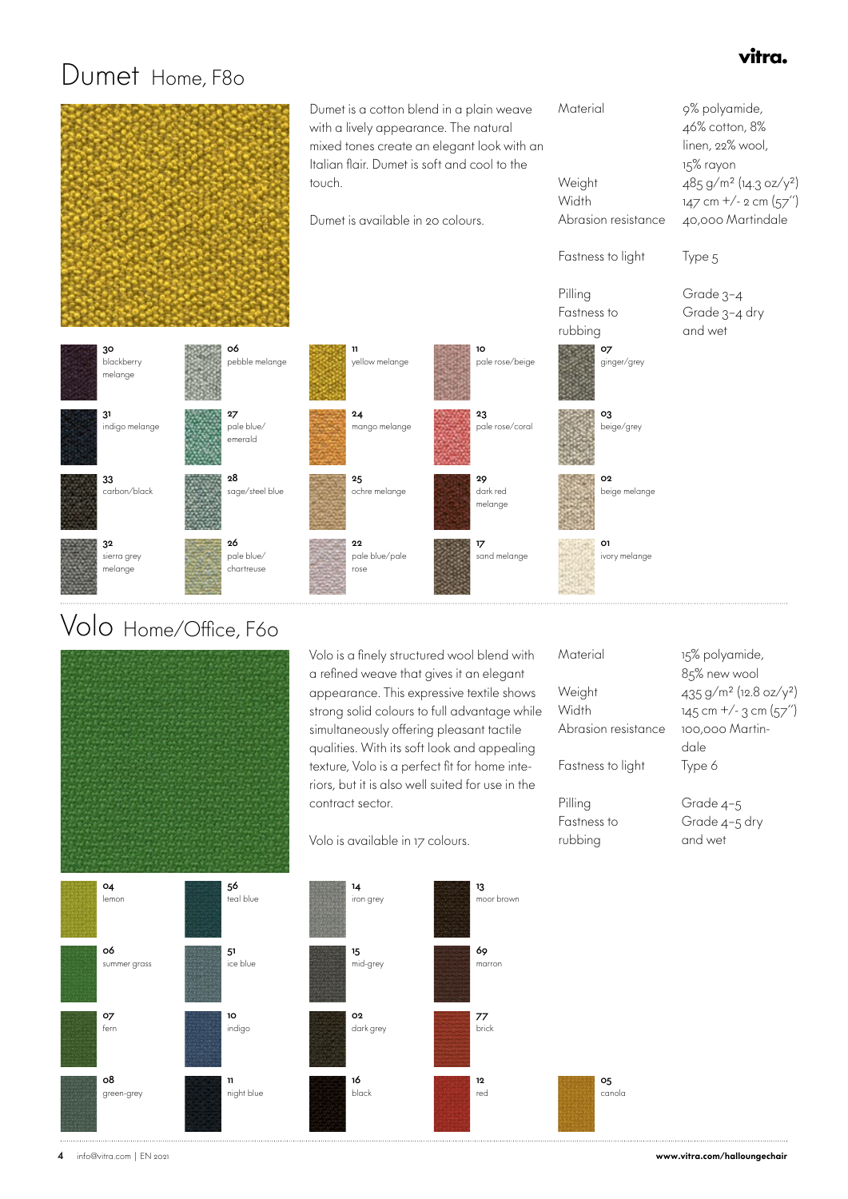# Dumet Home, F80

Dumet is a cotton blend in a plain weave with a lively appearance. The natural mixed tones create an elegant look with an Italian flair. Dumet is soft and cool to the touch.

Dumet is available in 20 colours.

| | |
|---|---|
| Material | 9% polyamide, 46% cotton, 8% linen, 22% wool, 15% rayon |
| Weight | 485 g/m² (14.3 oz/y²) |
| Width | 147 cm +/- 2 cm (57'') |
| Abrasion resistance | 40,000 Martindale |
| Fastness to light | Type 5 |
| Pilling | Grade 3–4 |
| Fastness to rubbing | Grade 3–4 dry and wet |

- 30 blackberry melange
- 31 indigo melange
- 33 carbon/black
- 32 sierra grey melange
- 06 pebble melange
- 27 pale blue/emerald
- 28 sage/steel blue
- 26 pale blue/chartreuse
- 11 yellow melange
- 24 mango melange
- 25 ochre melange
- 22 pale blue/pale rose
- 10 pale rose/beige
- 23 pale rose/coral
- 29 dark red melange
- 17 sand melange
- 07 ginger/grey
- 03 beige/grey
- 02 beige melange
- 01 ivory melange

# Volo Home/Office, F60

Volo is a finely structured wool blend with a refined weave that gives it an elegant appearance. This expressive textile shows strong solid colours to full advantage while simultaneously offering pleasant tactile qualities. With its soft look and appealing texture, Volo is a perfect fit for home interiors, but it is also well suited for use in the contract sector.

Volo is available in 17 colours.

| | |
|---|---|
| Material | 15% polyamide, 85% new wool |
| Weight | 435 g/m² (12.8 oz/y²) |
| Width | 145 cm +/- 3 cm (57'') |
| Abrasion resistance | 100,000 Martindale |
| Fastness to light | Type 6 |
| Pilling | Grade 4–5 |
| Fastness to rubbing | Grade 4–5 dry and wet |

- 04 lemon
- 06 summer grass
- 07 fern
- 08 green-grey
- 56 teal blue
- 51 ice blue
- 10 indigo
- 11 night blue
- 14 iron grey
- 15 mid-grey
- 02 dark grey
- 16 black
- 13 moor brown
- 69 marron
- 77 brick
- 12 red
- 05 canola

info@vitra.com | EN 2021

www.vitra.com/halloungechair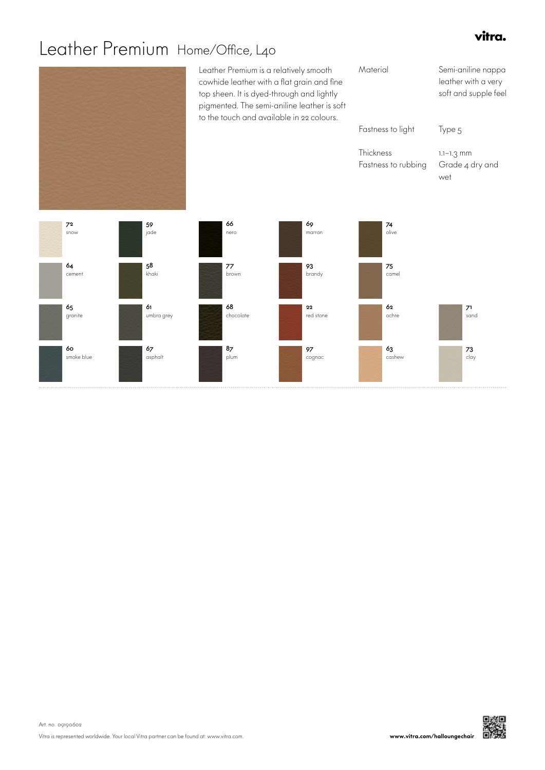# Leather Premium Home/Office, L40

vitra.

Leather Premium is a relatively smooth cowhide leather with a flat grain and fine top sheen. It is dyed-through and lightly pigmented. The semi-aniline leather is soft to the touch and available in 22 colours.

| | |
|---|---|
| Material | Semi-aniline nappa leather with a very soft and supple feel |
| Fastness to light | Type 5 |
| Thickness | 1.1–1.3 mm |
| Fastness to rubbing | Grade 4 dry and wet |

72 snow
64 cement
65 granite
60 smoke blue

59 jade
58 khaki
61 umbra grey
67 asphalt

66 nero
77 brown
68 chocolate
87 plum

69 marron
93 brandy
22 red stone
97 cognac

74 olive
75 camel
62 ochre
63 cashew

71 sand
73 clay

Art. no. 09190602

Vitra is represented worldwide. Your local Vitra partner can be found at: www.vitra.com.

www.vitra.com/halloungechair